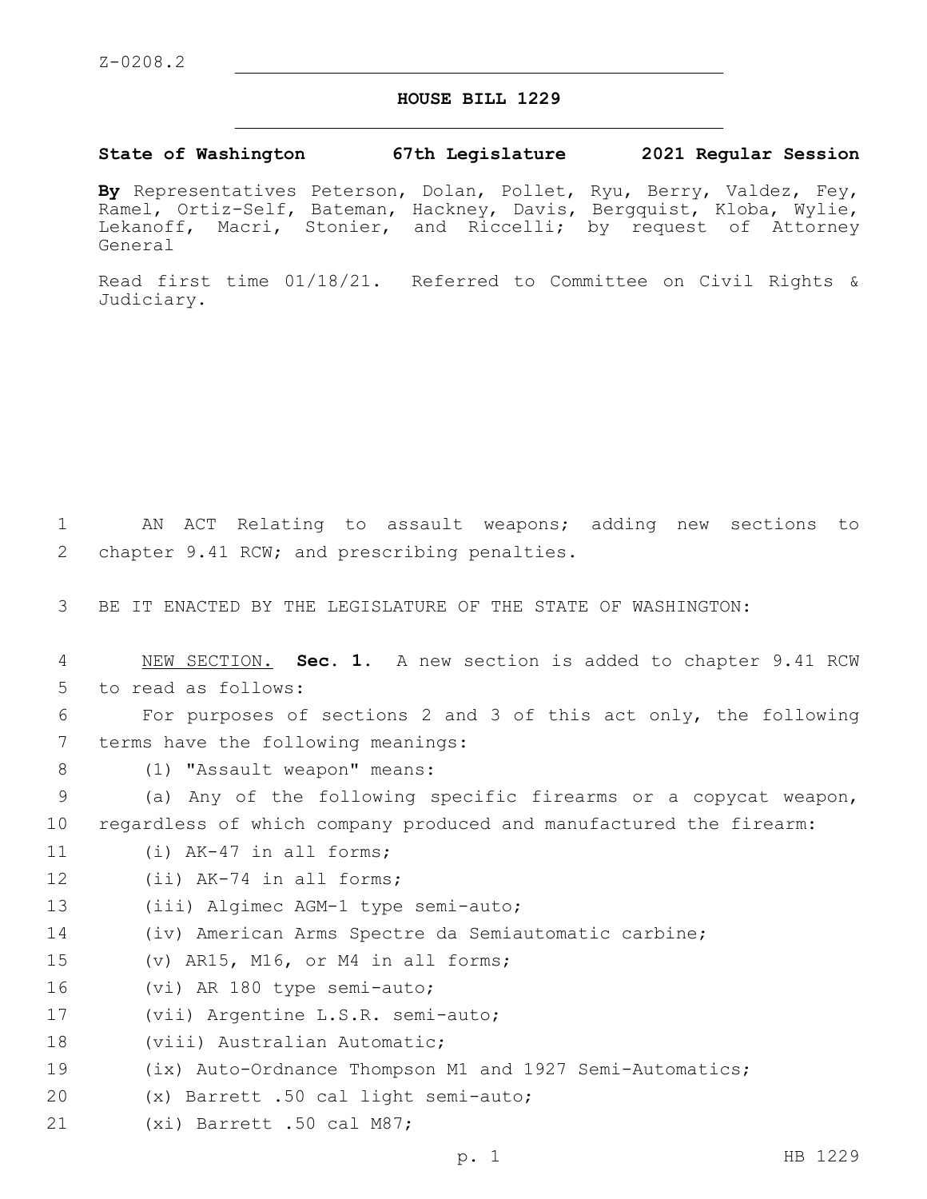Z-0208.2

# HOUSE BILL 1229

**State of Washington 67th Legislature 2021 Regular Session**

**By** Representatives Peterson, Dolan, Pollet, Ryu, Berry, Valdez, Fey, Ramel, Ortiz-Self, Bateman, Hackney, Davis, Bergquist, Kloba, Wylie, Lekanoff, Macri, Stonier, and Riccelli; by request of Attorney General

Read first time 01/18/21. Referred to Committee on Civil Rights & Judiciary.

1 AN ACT Relating to assault weapons; adding new sections to
2 chapter 9.41 RCW; and prescribing penalties.

3 BE IT ENACTED BY THE LEGISLATURE OF THE STATE OF WASHINGTON:

4 NEW SECTION. **Sec. 1.** A new section is added to chapter 9.41 RCW
5 to read as follows:

6 For purposes of sections 2 and 3 of this act only, the following
7 terms have the following meanings:

8 (1) "Assault weapon" means:

9 (a) Any of the following specific firearms or a copycat weapon,
10 regardless of which company produced and manufactured the firearm:

11 (i) AK-47 in all forms;

12 (ii) AK-74 in all forms;

13 (iii) Algimec AGM-1 type semi-auto;

14 (iv) American Arms Spectre da Semiautomatic carbine;

15 (v) AR15, M16, or M4 in all forms;

16 (vi) AR 180 type semi-auto;

17 (vii) Argentine L.S.R. semi-auto;

18 (viii) Australian Automatic;

19 (ix) Auto-Ordnance Thompson M1 and 1927 Semi-Automatics;

20 (x) Barrett .50 cal light semi-auto;

21 (xi) Barrett .50 cal M87;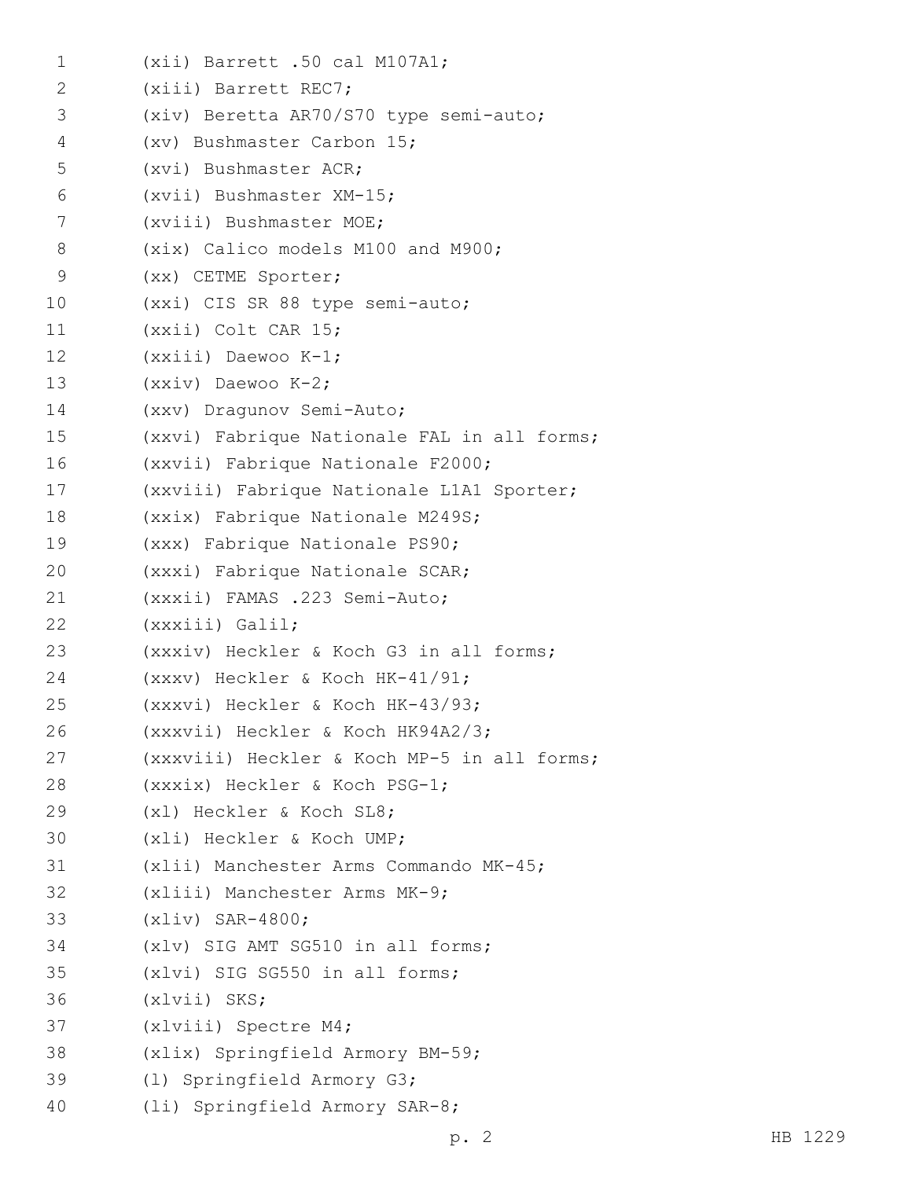(xii) Barrett .50 cal M107A1;
(xiii) Barrett REC7;
(xiv) Beretta AR70/S70 type semi-auto;
(xv) Bushmaster Carbon 15;
(xvi) Bushmaster ACR;
(xvii) Bushmaster XM-15;
(xviii) Bushmaster MOE;
(xix) Calico models M100 and M900;
(xx) CETME Sporter;
(xxi) CIS SR 88 type semi-auto;
(xxii) Colt CAR 15;
(xxiii) Daewoo K-1;
(xxiv) Daewoo K-2;
(xxv) Dragunov Semi-Auto;
(xxvi) Fabrique Nationale FAL in all forms;
(xxvii) Fabrique Nationale F2000;
(xxviii) Fabrique Nationale L1A1 Sporter;
(xxix) Fabrique Nationale M249S;
(xxx) Fabrique Nationale PS90;
(xxxi) Fabrique Nationale SCAR;
(xxxii) FAMAS .223 Semi-Auto;
(xxxiii) Galil;
(xxxiv) Heckler & Koch G3 in all forms;
(xxxv) Heckler & Koch HK-41/91;
(xxxvi) Heckler & Koch HK-43/93;
(xxxvii) Heckler & Koch HK94A2/3;
(xxxviii) Heckler & Koch MP-5 in all forms;
(xxxix) Heckler & Koch PSG-1;
(xl) Heckler & Koch SL8;
(xli) Heckler & Koch UMP;
(xlii) Manchester Arms Commando MK-45;
(xliii) Manchester Arms MK-9;
(xliv) SAR-4800;
(xlv) SIG AMT SG510 in all forms;
(xlvi) SIG SG550 in all forms;
(xlvii) SKS;
(xlviii) Spectre M4;
(xlix) Springfield Armory BM-59;
(l) Springfield Armory G3;
(li) Springfield Armory SAR-8;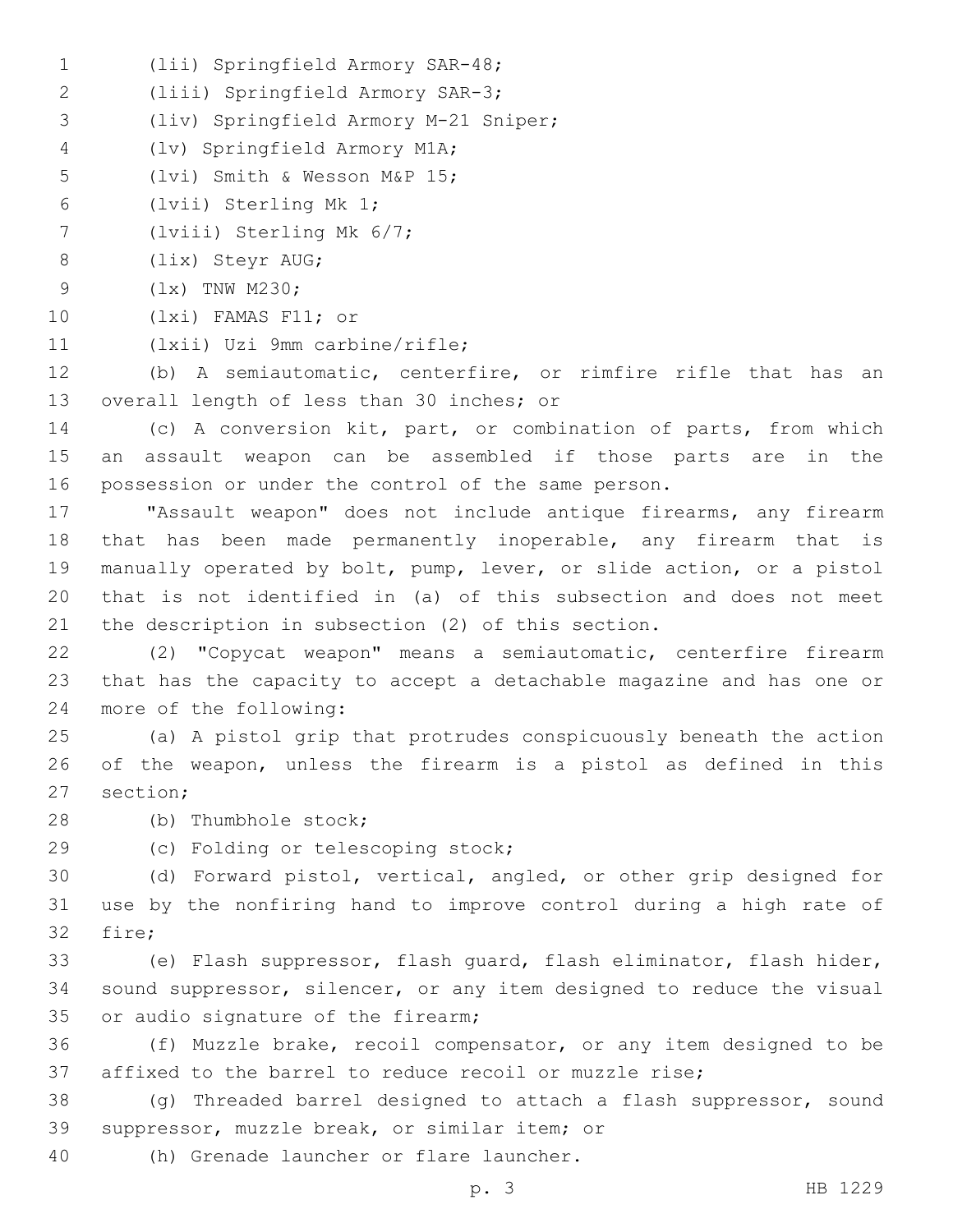(lii) Springfield Armory SAR-48;

(liii) Springfield Armory SAR-3;

(liv) Springfield Armory M-21 Sniper;

(lv) Springfield Armory M1A;

(lvi) Smith & Wesson M&P 15;

(lvii) Sterling Mk 1;

(lviii) Sterling Mk 6/7;

(lix) Steyr AUG;

(lx) TNW M230;

(lxi) FAMAS F11; or

(lxii) Uzi 9mm carbine/rifle;

(b) A semiautomatic, centerfire, or rimfire rifle that has an overall length of less than 30 inches; or

(c) A conversion kit, part, or combination of parts, from which an assault weapon can be assembled if those parts are in the possession or under the control of the same person.

"Assault weapon" does not include antique firearms, any firearm that has been made permanently inoperable, any firearm that is manually operated by bolt, pump, lever, or slide action, or a pistol that is not identified in (a) of this subsection and does not meet the description in subsection (2) of this section.

(2) "Copycat weapon" means a semiautomatic, centerfire firearm that has the capacity to accept a detachable magazine and has one or more of the following:

(a) A pistol grip that protrudes conspicuously beneath the action of the weapon, unless the firearm is a pistol as defined in this section;

(b) Thumbhole stock;

(c) Folding or telescoping stock;

(d) Forward pistol, vertical, angled, or other grip designed for use by the nonfiring hand to improve control during a high rate of fire;

(e) Flash suppressor, flash guard, flash eliminator, flash hider, sound suppressor, silencer, or any item designed to reduce the visual or audio signature of the firearm;

(f) Muzzle brake, recoil compensator, or any item designed to be affixed to the barrel to reduce recoil or muzzle rise;

(g) Threaded barrel designed to attach a flash suppressor, sound suppressor, muzzle break, or similar item; or

(h) Grenade launcher or flare launcher.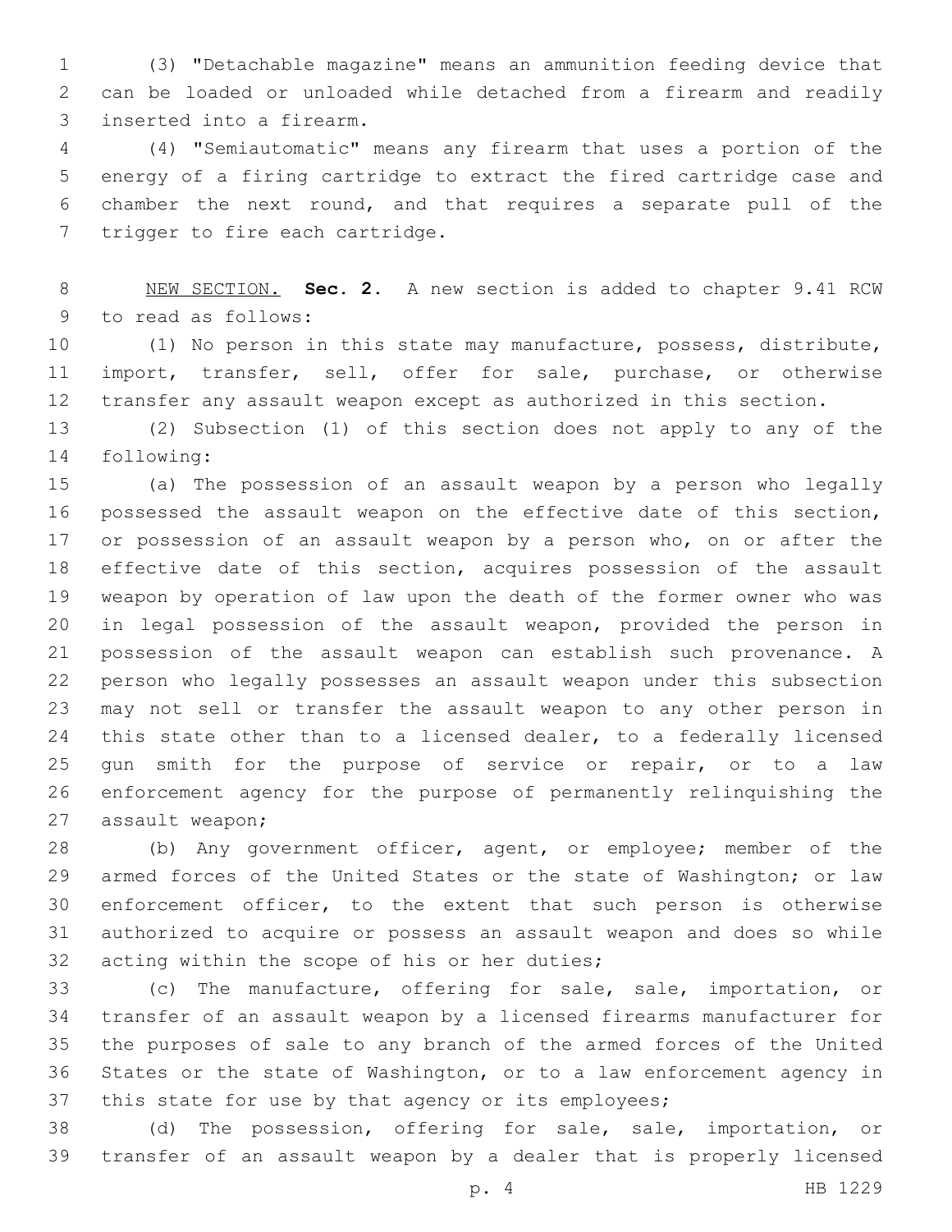(3) "Detachable magazine" means an ammunition feeding device that can be loaded or unloaded while detached from a firearm and readily inserted into a firearm.

(4) "Semiautomatic" means any firearm that uses a portion of the energy of a firing cartridge to extract the fired cartridge case and chamber the next round, and that requires a separate pull of the trigger to fire each cartridge.

NEW SECTION. **Sec. 2.** A new section is added to chapter 9.41 RCW to read as follows:

(1) No person in this state may manufacture, possess, distribute, import, transfer, sell, offer for sale, purchase, or otherwise transfer any assault weapon except as authorized in this section.

(2) Subsection (1) of this section does not apply to any of the following:

(a) The possession of an assault weapon by a person who legally possessed the assault weapon on the effective date of this section, or possession of an assault weapon by a person who, on or after the effective date of this section, acquires possession of the assault weapon by operation of law upon the death of the former owner who was in legal possession of the assault weapon, provided the person in possession of the assault weapon can establish such provenance. A person who legally possesses an assault weapon under this subsection may not sell or transfer the assault weapon to any other person in this state other than to a licensed dealer, to a federally licensed gun smith for the purpose of service or repair, or to a law enforcement agency for the purpose of permanently relinquishing the assault weapon;

(b) Any government officer, agent, or employee; member of the armed forces of the United States or the state of Washington; or law enforcement officer, to the extent that such person is otherwise authorized to acquire or possess an assault weapon and does so while acting within the scope of his or her duties;

(c) The manufacture, offering for sale, sale, importation, or transfer of an assault weapon by a licensed firearms manufacturer for the purposes of sale to any branch of the armed forces of the United States or the state of Washington, or to a law enforcement agency in this state for use by that agency or its employees;

(d) The possession, offering for sale, sale, importation, or transfer of an assault weapon by a dealer that is properly licensed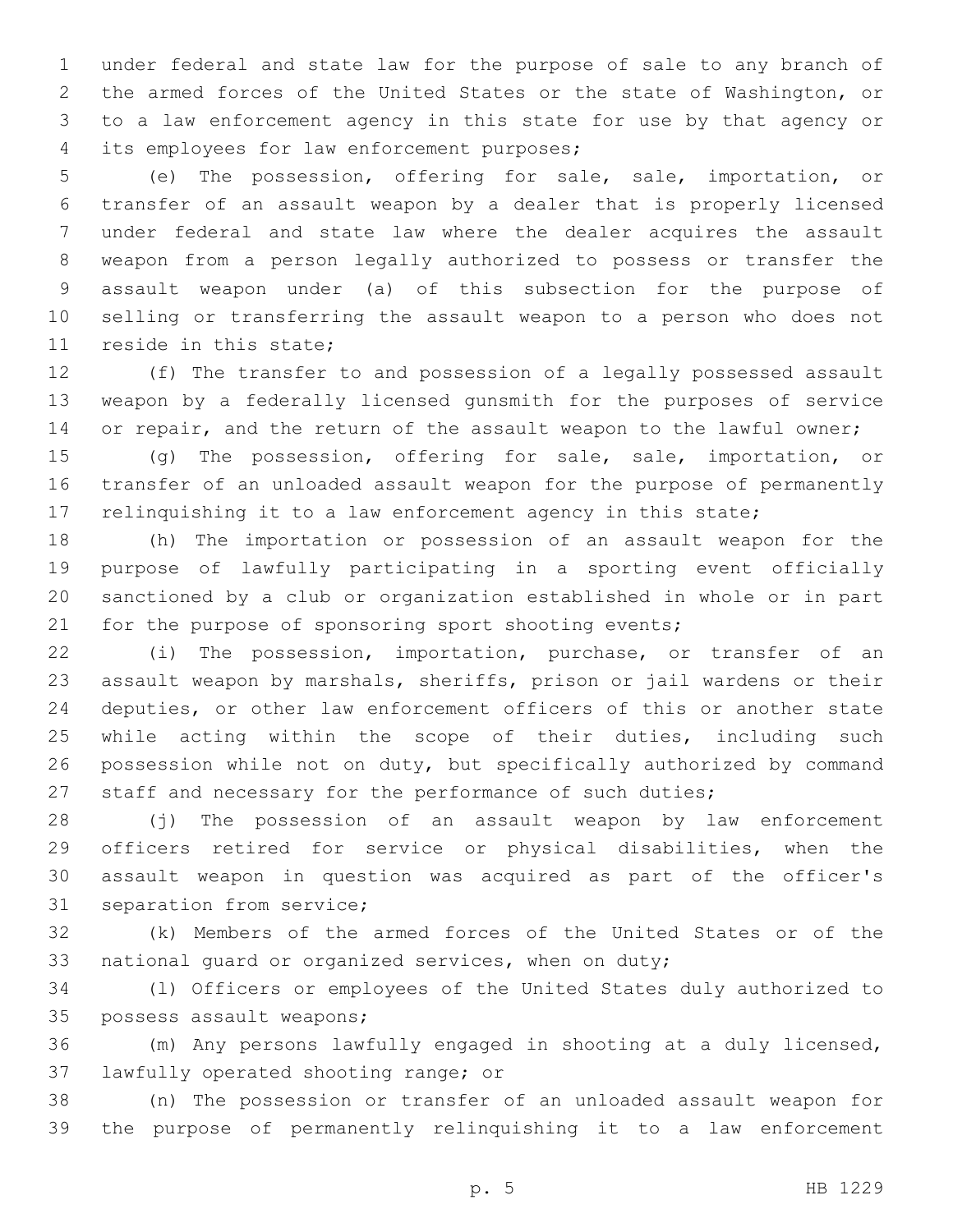under federal and state law for the purpose of sale to any branch of the armed forces of the United States or the state of Washington, or to a law enforcement agency in this state for use by that agency or its employees for law enforcement purposes;

(e) The possession, offering for sale, sale, importation, or transfer of an assault weapon by a dealer that is properly licensed under federal and state law where the dealer acquires the assault weapon from a person legally authorized to possess or transfer the assault weapon under (a) of this subsection for the purpose of selling or transferring the assault weapon to a person who does not reside in this state;

(f) The transfer to and possession of a legally possessed assault weapon by a federally licensed gunsmith for the purposes of service or repair, and the return of the assault weapon to the lawful owner;

(g) The possession, offering for sale, sale, importation, or transfer of an unloaded assault weapon for the purpose of permanently relinquishing it to a law enforcement agency in this state;

(h) The importation or possession of an assault weapon for the purpose of lawfully participating in a sporting event officially sanctioned by a club or organization established in whole or in part for the purpose of sponsoring sport shooting events;

(i) The possession, importation, purchase, or transfer of an assault weapon by marshals, sheriffs, prison or jail wardens or their deputies, or other law enforcement officers of this or another state while acting within the scope of their duties, including such possession while not on duty, but specifically authorized by command staff and necessary for the performance of such duties;

(j) The possession of an assault weapon by law enforcement officers retired for service or physical disabilities, when the assault weapon in question was acquired as part of the officer's separation from service;

(k) Members of the armed forces of the United States or of the national guard or organized services, when on duty;

(l) Officers or employees of the United States duly authorized to possess assault weapons;

(m) Any persons lawfully engaged in shooting at a duly licensed, lawfully operated shooting range; or

(n) The possession or transfer of an unloaded assault weapon for the purpose of permanently relinquishing it to a law enforcement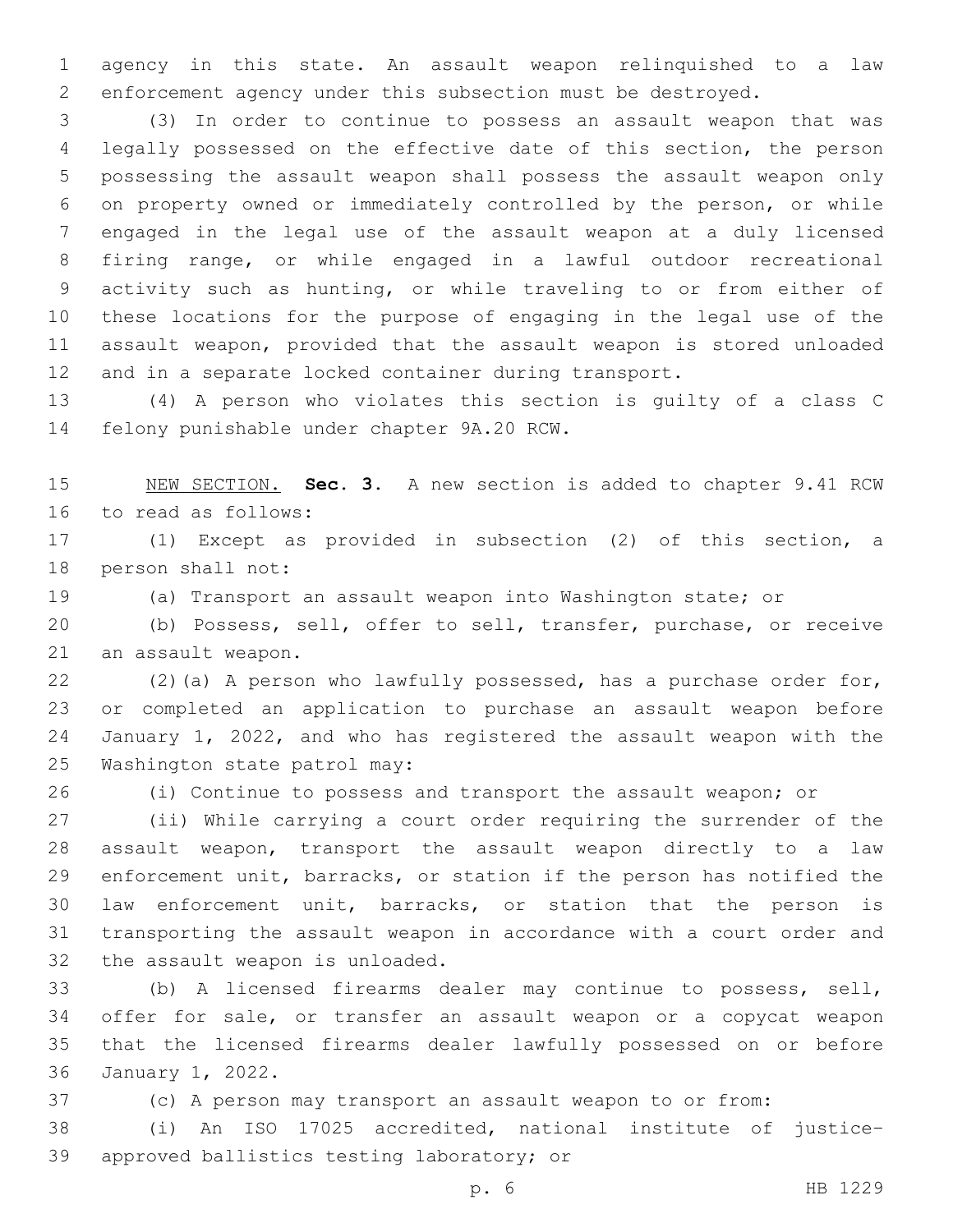agency in this state. An assault weapon relinquished to a law enforcement agency under this subsection must be destroyed.

(3) In order to continue to possess an assault weapon that was legally possessed on the effective date of this section, the person possessing the assault weapon shall possess the assault weapon only on property owned or immediately controlled by the person, or while engaged in the legal use of the assault weapon at a duly licensed firing range, or while engaged in a lawful outdoor recreational activity such as hunting, or while traveling to or from either of these locations for the purpose of engaging in the legal use of the assault weapon, provided that the assault weapon is stored unloaded and in a separate locked container during transport.

(4) A person who violates this section is guilty of a class C felony punishable under chapter 9A.20 RCW.

NEW SECTION. **Sec. 3.** A new section is added to chapter 9.41 RCW to read as follows:

(1) Except as provided in subsection (2) of this section, a person shall not:

(a) Transport an assault weapon into Washington state; or

(b) Possess, sell, offer to sell, transfer, purchase, or receive an assault weapon.

(2)(a) A person who lawfully possessed, has a purchase order for, or completed an application to purchase an assault weapon before January 1, 2022, and who has registered the assault weapon with the Washington state patrol may:

(i) Continue to possess and transport the assault weapon; or

(ii) While carrying a court order requiring the surrender of the assault weapon, transport the assault weapon directly to a law enforcement unit, barracks, or station if the person has notified the law enforcement unit, barracks, or station that the person is transporting the assault weapon in accordance with a court order and the assault weapon is unloaded.

(b) A licensed firearms dealer may continue to possess, sell, offer for sale, or transfer an assault weapon or a copycat weapon that the licensed firearms dealer lawfully possessed on or before January 1, 2022.

(c) A person may transport an assault weapon to or from:

(i) An ISO 17025 accredited, national institute of justice-approved ballistics testing laboratory; or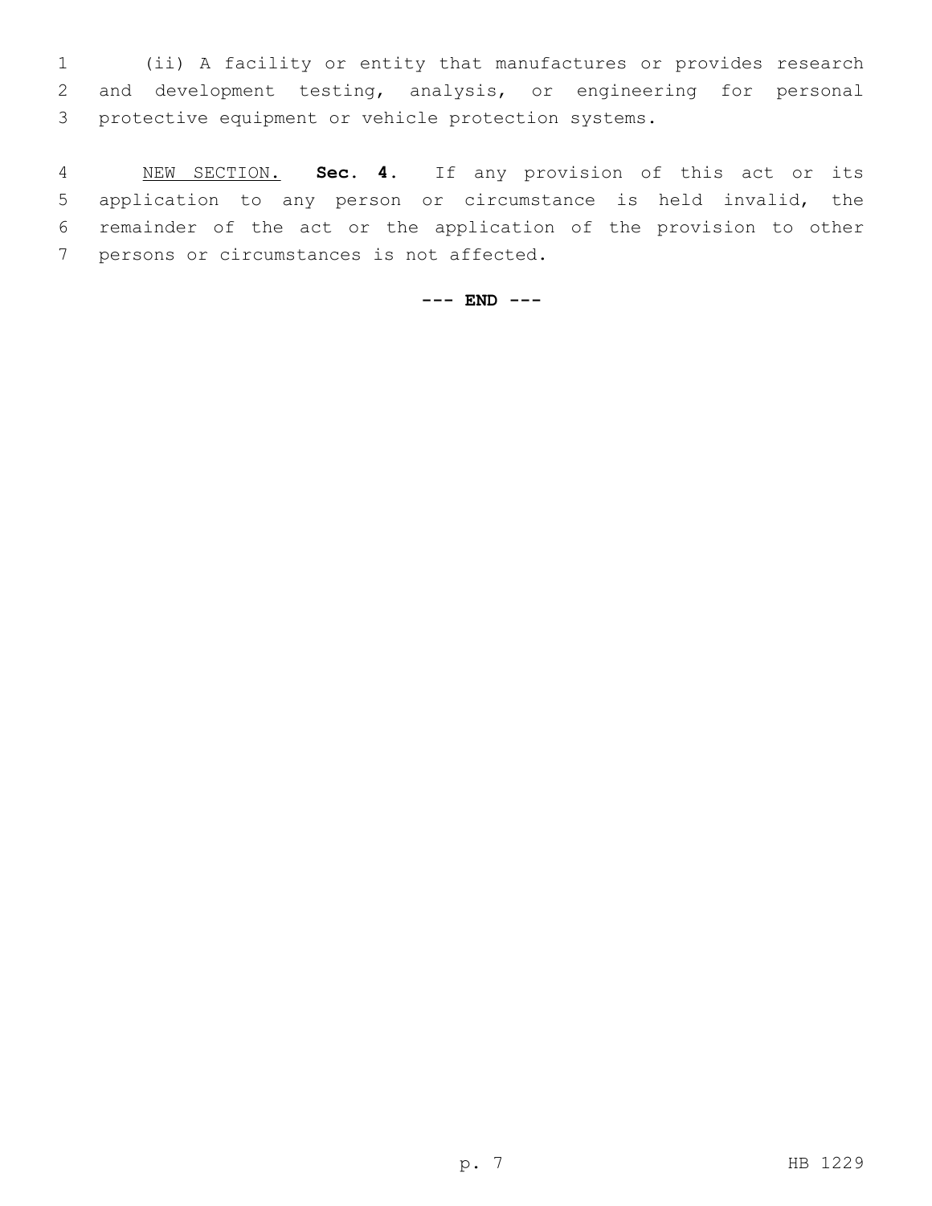(ii) A facility or entity that manufactures or provides research and development testing, analysis, or engineering for personal protective equipment or vehicle protection systems.

NEW SECTION. **Sec. 4.** If any provision of this act or its application to any person or circumstance is held invalid, the remainder of the act or the application of the provision to other persons or circumstances is not affected.

**--- END ---**